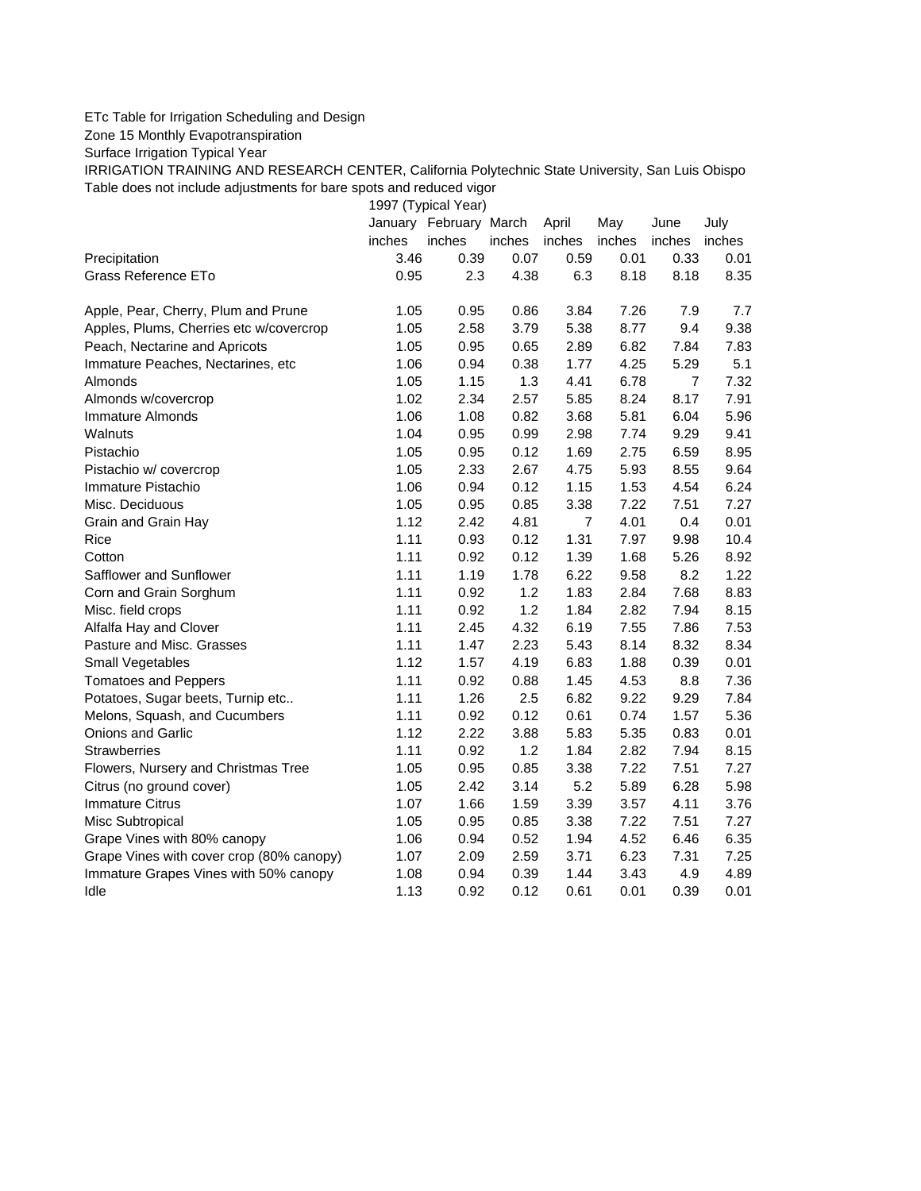ETc Table for Irrigation Scheduling and Design

Zone 15 Monthly Evapotranspiration

Surface Irrigation Typical Year

IRRIGATION TRAINING AND RESEARCH CENTER, California Polytechnic State University, San Luis Obispo

Table does not include adjustments for bare spots and reduced vigor

| | 1997 (Typical Year) | | | | | | |
|---|---|---|---|---|---|---|---|
| | January | February | March | April | May | June | July |
| | inches | inches | inches | inches | inches | inches | inches |
| Precipitation | 3.46 | 0.39 | 0.07 | 0.59 | 0.01 | 0.33 | 0.01 |
| Grass Reference ETo | 0.95 | 2.3 | 4.38 | 6.3 | 8.18 | 8.18 | 8.35 |
| | | | | | | | |
| Apple, Pear, Cherry, Plum and Prune | 1.05 | 0.95 | 0.86 | 3.84 | 7.26 | 7.9 | 7.7 |
| Apples, Plums, Cherries etc w/covercrop | 1.05 | 2.58 | 3.79 | 5.38 | 8.77 | 9.4 | 9.38 |
| Peach, Nectarine and Apricots | 1.05 | 0.95 | 0.65 | 2.89 | 6.82 | 7.84 | 7.83 |
| Immature Peaches, Nectarines, etc | 1.06 | 0.94 | 0.38 | 1.77 | 4.25 | 5.29 | 5.1 |
| Almonds | 1.05 | 1.15 | 1.3 | 4.41 | 6.78 | 7 | 7.32 |
| Almonds w/covercrop | 1.02 | 2.34 | 2.57 | 5.85 | 8.24 | 8.17 | 7.91 |
| Immature Almonds | 1.06 | 1.08 | 0.82 | 3.68 | 5.81 | 6.04 | 5.96 |
| Walnuts | 1.04 | 0.95 | 0.99 | 2.98 | 7.74 | 9.29 | 9.41 |
| Pistachio | 1.05 | 0.95 | 0.12 | 1.69 | 2.75 | 6.59 | 8.95 |
| Pistachio w/ covercrop | 1.05 | 2.33 | 2.67 | 4.75 | 5.93 | 8.55 | 9.64 |
| Immature Pistachio | 1.06 | 0.94 | 0.12 | 1.15 | 1.53 | 4.54 | 6.24 |
| Misc. Deciduous | 1.05 | 0.95 | 0.85 | 3.38 | 7.22 | 7.51 | 7.27 |
| Grain and Grain Hay | 1.12 | 2.42 | 4.81 | 7 | 4.01 | 0.4 | 0.01 |
| Rice | 1.11 | 0.93 | 0.12 | 1.31 | 7.97 | 9.98 | 10.4 |
| Cotton | 1.11 | 0.92 | 0.12 | 1.39 | 1.68 | 5.26 | 8.92 |
| Safflower and Sunflower | 1.11 | 1.19 | 1.78 | 6.22 | 9.58 | 8.2 | 1.22 |
| Corn and Grain Sorghum | 1.11 | 0.92 | 1.2 | 1.83 | 2.84 | 7.68 | 8.83 |
| Misc. field crops | 1.11 | 0.92 | 1.2 | 1.84 | 2.82 | 7.94 | 8.15 |
| Alfalfa Hay and Clover | 1.11 | 2.45 | 4.32 | 6.19 | 7.55 | 7.86 | 7.53 |
| Pasture and Misc. Grasses | 1.11 | 1.47 | 2.23 | 5.43 | 8.14 | 8.32 | 8.34 |
| Small Vegetables | 1.12 | 1.57 | 4.19 | 6.83 | 1.88 | 0.39 | 0.01 |
| Tomatoes and Peppers | 1.11 | 0.92 | 0.88 | 1.45 | 4.53 | 8.8 | 7.36 |
| Potatoes, Sugar beets, Turnip etc.. | 1.11 | 1.26 | 2.5 | 6.82 | 9.22 | 9.29 | 7.84 |
| Melons, Squash, and Cucumbers | 1.11 | 0.92 | 0.12 | 0.61 | 0.74 | 1.57 | 5.36 |
| Onions and Garlic | 1.12 | 2.22 | 3.88 | 5.83 | 5.35 | 0.83 | 0.01 |
| Strawberries | 1.11 | 0.92 | 1.2 | 1.84 | 2.82 | 7.94 | 8.15 |
| Flowers, Nursery and Christmas Tree | 1.05 | 0.95 | 0.85 | 3.38 | 7.22 | 7.51 | 7.27 |
| Citrus (no ground cover) | 1.05 | 2.42 | 3.14 | 5.2 | 5.89 | 6.28 | 5.98 |
| Immature Citrus | 1.07 | 1.66 | 1.59 | 3.39 | 3.57 | 4.11 | 3.76 |
| Misc Subtropical | 1.05 | 0.95 | 0.85 | 3.38 | 7.22 | 7.51 | 7.27 |
| Grape Vines with 80% canopy | 1.06 | 0.94 | 0.52 | 1.94 | 4.52 | 6.46 | 6.35 |
| Grape Vines with cover crop (80% canopy) | 1.07 | 2.09 | 2.59 | 3.71 | 6.23 | 7.31 | 7.25 |
| Immature Grapes Vines with 50% canopy | 1.08 | 0.94 | 0.39 | 1.44 | 3.43 | 4.9 | 4.89 |
| Idle | 1.13 | 0.92 | 0.12 | 0.61 | 0.01 | 0.39 | 0.01 |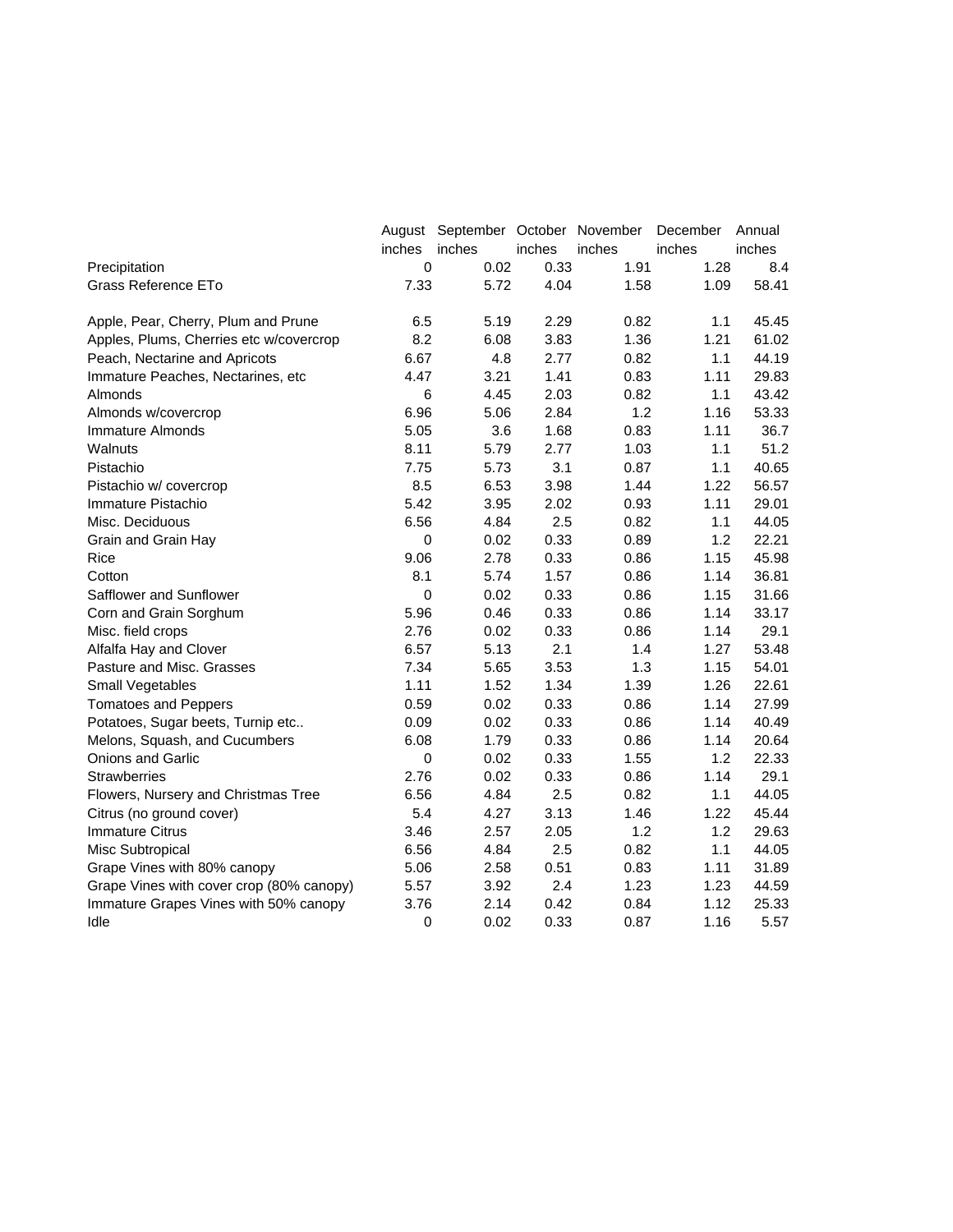| | August inches | September inches | October inches | November inches | December inches | Annual inches |
|---|---|---|---|---|---|---|
| Precipitation | 0 | 0.02 | 0.33 | 1.91 | 1.28 | 8.4 |
| Grass Reference ETo | 7.33 | 5.72 | 4.04 | 1.58 | 1.09 | 58.41 |
| | | | | | | |
| Apple, Pear, Cherry, Plum and Prune | 6.5 | 5.19 | 2.29 | 0.82 | 1.1 | 45.45 |
| Apples, Plums, Cherries etc w/covercrop | 8.2 | 6.08 | 3.83 | 1.36 | 1.21 | 61.02 |
| Peach, Nectarine and Apricots | 6.67 | 4.8 | 2.77 | 0.82 | 1.1 | 44.19 |
| Immature Peaches, Nectarines, etc | 4.47 | 3.21 | 1.41 | 0.83 | 1.11 | 29.83 |
| Almonds | 6 | 4.45 | 2.03 | 0.82 | 1.1 | 43.42 |
| Almonds w/covercrop | 6.96 | 5.06 | 2.84 | 1.2 | 1.16 | 53.33 |
| Immature Almonds | 5.05 | 3.6 | 1.68 | 0.83 | 1.11 | 36.7 |
| Walnuts | 8.11 | 5.79 | 2.77 | 1.03 | 1.1 | 51.2 |
| Pistachio | 7.75 | 5.73 | 3.1 | 0.87 | 1.1 | 40.65 |
| Pistachio w/ covercrop | 8.5 | 6.53 | 3.98 | 1.44 | 1.22 | 56.57 |
| Immature Pistachio | 5.42 | 3.95 | 2.02 | 0.93 | 1.11 | 29.01 |
| Misc. Deciduous | 6.56 | 4.84 | 2.5 | 0.82 | 1.1 | 44.05 |
| Grain and Grain Hay | 0 | 0.02 | 0.33 | 0.89 | 1.2 | 22.21 |
| Rice | 9.06 | 2.78 | 0.33 | 0.86 | 1.15 | 45.98 |
| Cotton | 8.1 | 5.74 | 1.57 | 0.86 | 1.14 | 36.81 |
| Safflower and Sunflower | 0 | 0.02 | 0.33 | 0.86 | 1.15 | 31.66 |
| Corn and Grain Sorghum | 5.96 | 0.46 | 0.33 | 0.86 | 1.14 | 33.17 |
| Misc. field crops | 2.76 | 0.02 | 0.33 | 0.86 | 1.14 | 29.1 |
| Alfalfa Hay and Clover | 6.57 | 5.13 | 2.1 | 1.4 | 1.27 | 53.48 |
| Pasture and Misc. Grasses | 7.34 | 5.65 | 3.53 | 1.3 | 1.15 | 54.01 |
| Small Vegetables | 1.11 | 1.52 | 1.34 | 1.39 | 1.26 | 22.61 |
| Tomatoes and Peppers | 0.59 | 0.02 | 0.33 | 0.86 | 1.14 | 27.99 |
| Potatoes, Sugar beets, Turnip etc.. | 0.09 | 0.02 | 0.33 | 0.86 | 1.14 | 40.49 |
| Melons, Squash, and Cucumbers | 6.08 | 1.79 | 0.33 | 0.86 | 1.14 | 20.64 |
| Onions and Garlic | 0 | 0.02 | 0.33 | 1.55 | 1.2 | 22.33 |
| Strawberries | 2.76 | 0.02 | 0.33 | 0.86 | 1.14 | 29.1 |
| Flowers, Nursery and Christmas Tree | 6.56 | 4.84 | 2.5 | 0.82 | 1.1 | 44.05 |
| Citrus (no ground cover) | 5.4 | 4.27 | 3.13 | 1.46 | 1.22 | 45.44 |
| Immature Citrus | 3.46 | 2.57 | 2.05 | 1.2 | 1.2 | 29.63 |
| Misc Subtropical | 6.56 | 4.84 | 2.5 | 0.82 | 1.1 | 44.05 |
| Grape Vines with 80% canopy | 5.06 | 2.58 | 0.51 | 0.83 | 1.11 | 31.89 |
| Grape Vines with cover crop (80% canopy) | 5.57 | 3.92 | 2.4 | 1.23 | 1.23 | 44.59 |
| Immature Grapes Vines with 50% canopy | 3.76 | 2.14 | 0.42 | 0.84 | 1.12 | 25.33 |
| Idle | 0 | 0.02 | 0.33 | 0.87 | 1.16 | 5.57 |